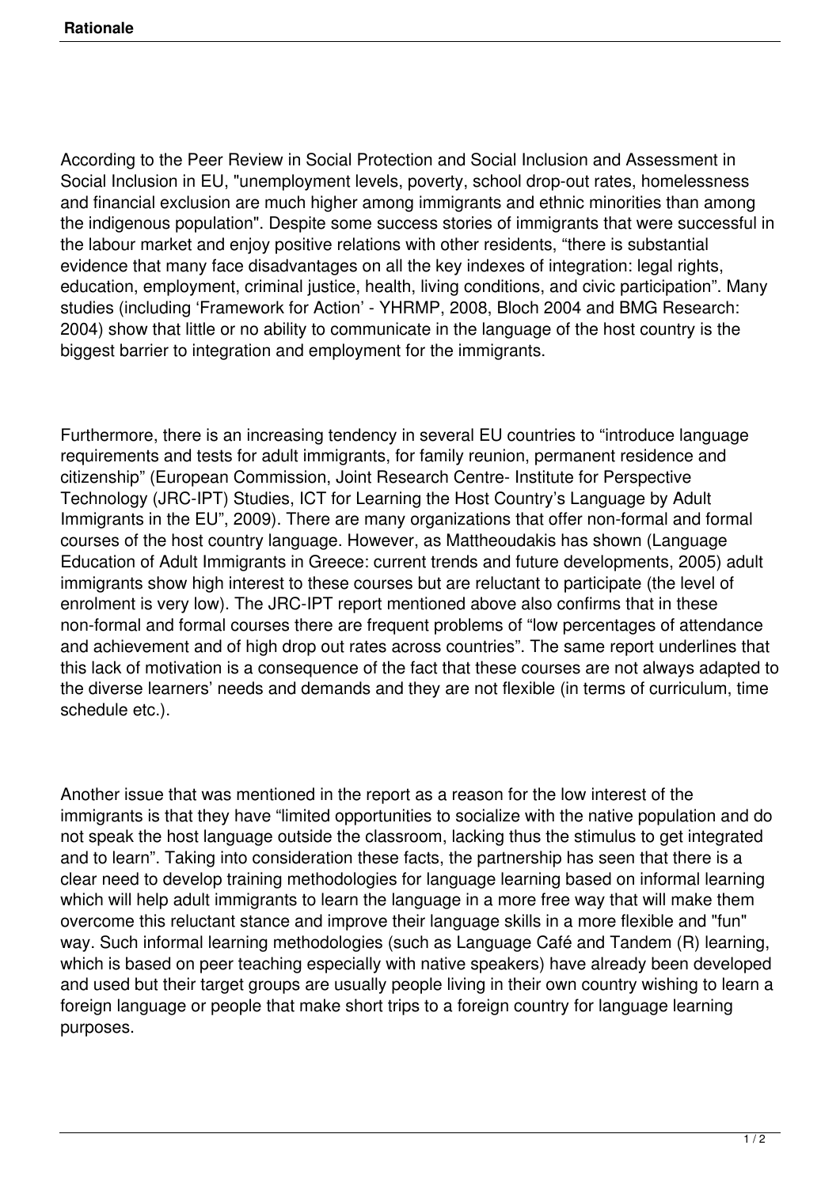**Rationale**

According to the Peer Review in Social Protection and Social Inclusion and Assessment in Social Inclusion in EU, "unemployment levels, poverty, school drop-out rates, homelessness and financial exclusion are much higher among immigrants and ethnic minorities than among the indigenous population". Despite some success stories of immigrants that were successful in the labour market and enjoy positive relations with other residents, “there is substantial evidence that many face disadvantages on all the key indexes of integration: legal rights, education, employment, criminal justice, health, living conditions, and civic participation”. Many studies (including ‘Framework for Action’ - YHRMP, 2008, Bloch 2004 and BMG Research: 2004) show that little or no ability to communicate in the language of the host country is the biggest barrier to integration and employment for the immigrants.

Furthermore, there is an increasing tendency in several EU countries to “introduce language requirements and tests for adult immigrants, for family reunion, permanent residence and citizenship” (European Commission, Joint Research Centre- Institute for Perspective Technology (JRC-IPT) Studies, ICT for Learning the Host Country’s Language by Adult Immigrants in the EU”, 2009). There are many organizations that offer non-formal and formal courses of the host country language. However, as Mattheoudakis has shown (Language Education of Adult Immigrants in Greece: current trends and future developments, 2005) adult immigrants show high interest to these courses but are reluctant to participate (the level of enrolment is very low). The JRC-IPT report mentioned above also confirms that in these non-formal and formal courses there are frequent problems of “low percentages of attendance and achievement and of high drop out rates across countries”. The same report underlines that this lack of motivation is a consequence of the fact that these courses are not always adapted to the diverse learners’ needs and demands and they are not flexible (in terms of curriculum, time schedule etc.).

Another issue that was mentioned in the report as a reason for the low interest of the immigrants is that they have “limited opportunities to socialize with the native population and do not speak the host language outside the classroom, lacking thus the stimulus to get integrated and to learn”. Taking into consideration these facts, the partnership has seen that there is a clear need to develop training methodologies for language learning based on informal learning which will help adult immigrants to learn the language in a more free way that will make them overcome this reluctant stance and improve their language skills in a more flexible and "fun" way. Such informal learning methodologies (such as Language Café and Tandem (R) learning, which is based on peer teaching especially with native speakers) have already been developed and used but their target groups are usually people living in their own country wishing to learn a foreign language or people that make short trips to a foreign country for language learning purposes.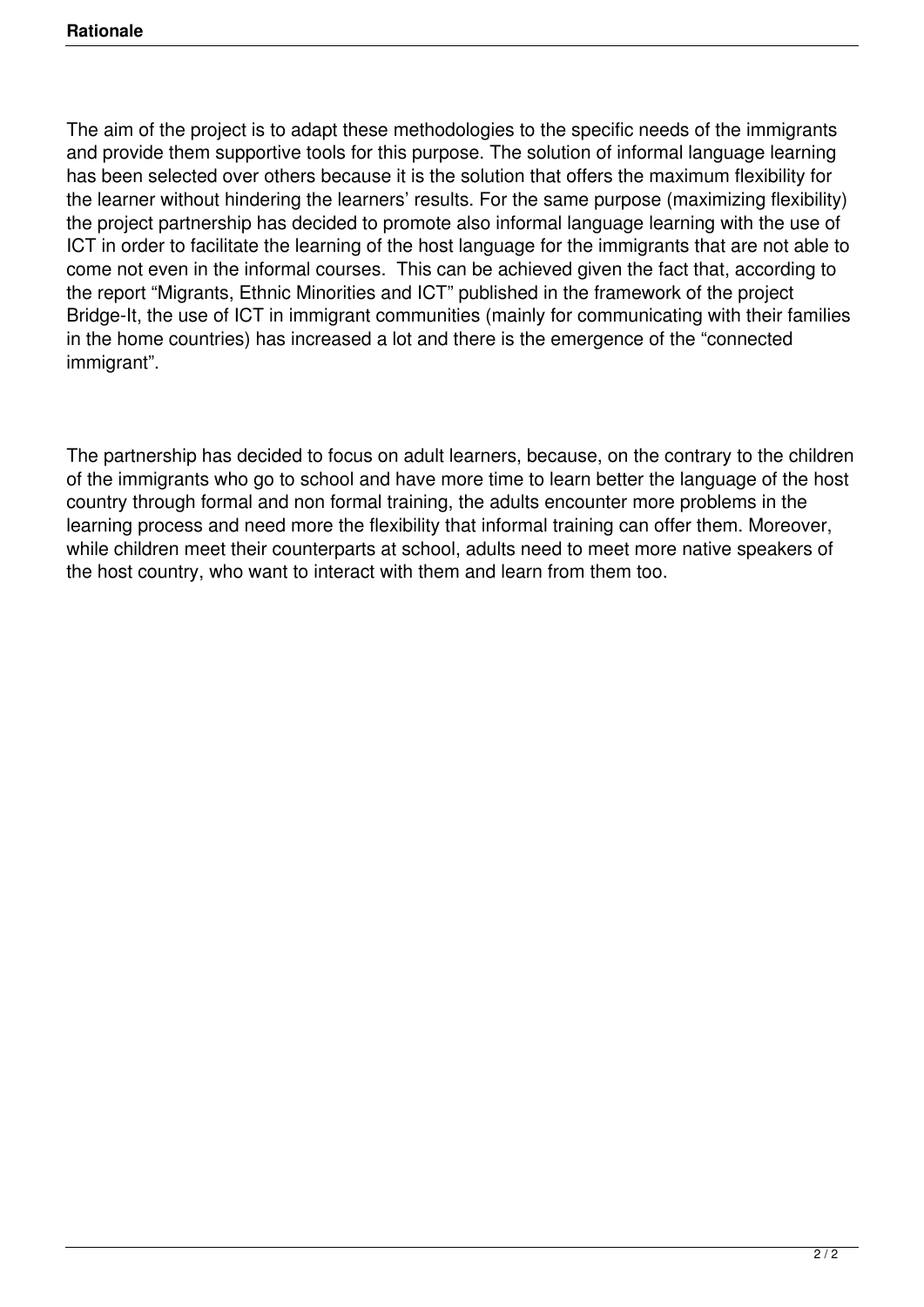The aim of the project is to adapt these methodologies to the specific needs of the immigrants and provide them supportive tools for this purpose. The solution of informal language learning has been selected over others because it is the solution that offers the maximum flexibility for the learner without hindering the learners' results. For the same purpose (maximizing flexibility) the project partnership has decided to promote also informal language learning with the use of ICT in order to facilitate the learning of the host language for the immigrants that are not able to come not even in the informal courses. This can be achieved given the fact that, according to the report "Migrants, Ethnic Minorities and ICT" published in the framework of the project Bridge-It, the use of ICT in immigrant communities (mainly for communicating with their families in the home countries) has increased a lot and there is the emergence of the "connected immigrant".

The partnership has decided to focus on adult learners, because, on the contrary to the children of the immigrants who go to school and have more time to learn better the language of the host country through formal and non formal training, the adults encounter more problems in the learning process and need more the flexibility that informal training can offer them. Moreover, while children meet their counterparts at school, adults need to meet more native speakers of the host country, who want to interact with them and learn from them too.